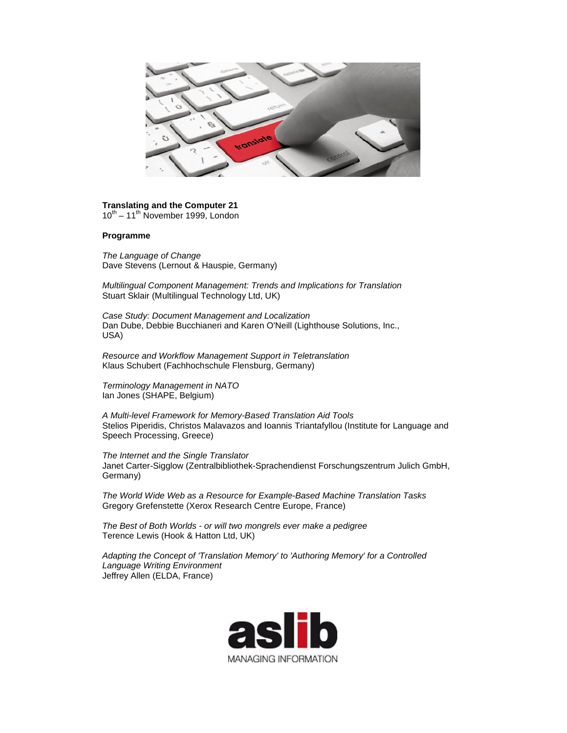**Translating and the Computer 21**
10th – 11th November 1999, London

**Programme**

*The Language of Change*
Dave Stevens (Lernout & Hauspie, Germany)

*Multilingual Component Management: Trends and Implications for Translation*
Stuart Sklair (Multilingual Technology Ltd, UK)

*Case Study: Document Management and Localization*
Dan Dube, Debbie Bucchianeri and Karen O'Neill (Lighthouse Solutions, Inc., USA)

*Resource and Workflow Management Support in Teletranslation*
Klaus Schubert (Fachhochschule Flensburg, Germany)

*Terminology Management in NATO*
Ian Jones (SHAPE, Belgium)

*A Multi-level Framework for Memory-Based Translation Aid Tools*
Stelios Piperidis, Christos Malavazos and Ioannis Triantafyllou (Institute for Language and Speech Processing, Greece)

*The Internet and the Single Translator*
Janet Carter-Sigglow (Zentralbibliothek-Sprachendienst Forschungszentrum Julich GmbH, Germany)

*The World Wide Web as a Resource for Example-Based Machine Translation Tasks*
Gregory Grefenstette (Xerox Research Centre Europe, France)

*The Best of Both Worlds - or will two mongrels ever make a pedigree*
Terence Lewis (Hook & Hatton Ltd, UK)

*Adapting the Concept of 'Translation Memory' to 'Authoring Memory' for a Controlled Language Writing Environment*
Jeffrey Allen (ELDA, France)

aslib
MANAGING INFORMATION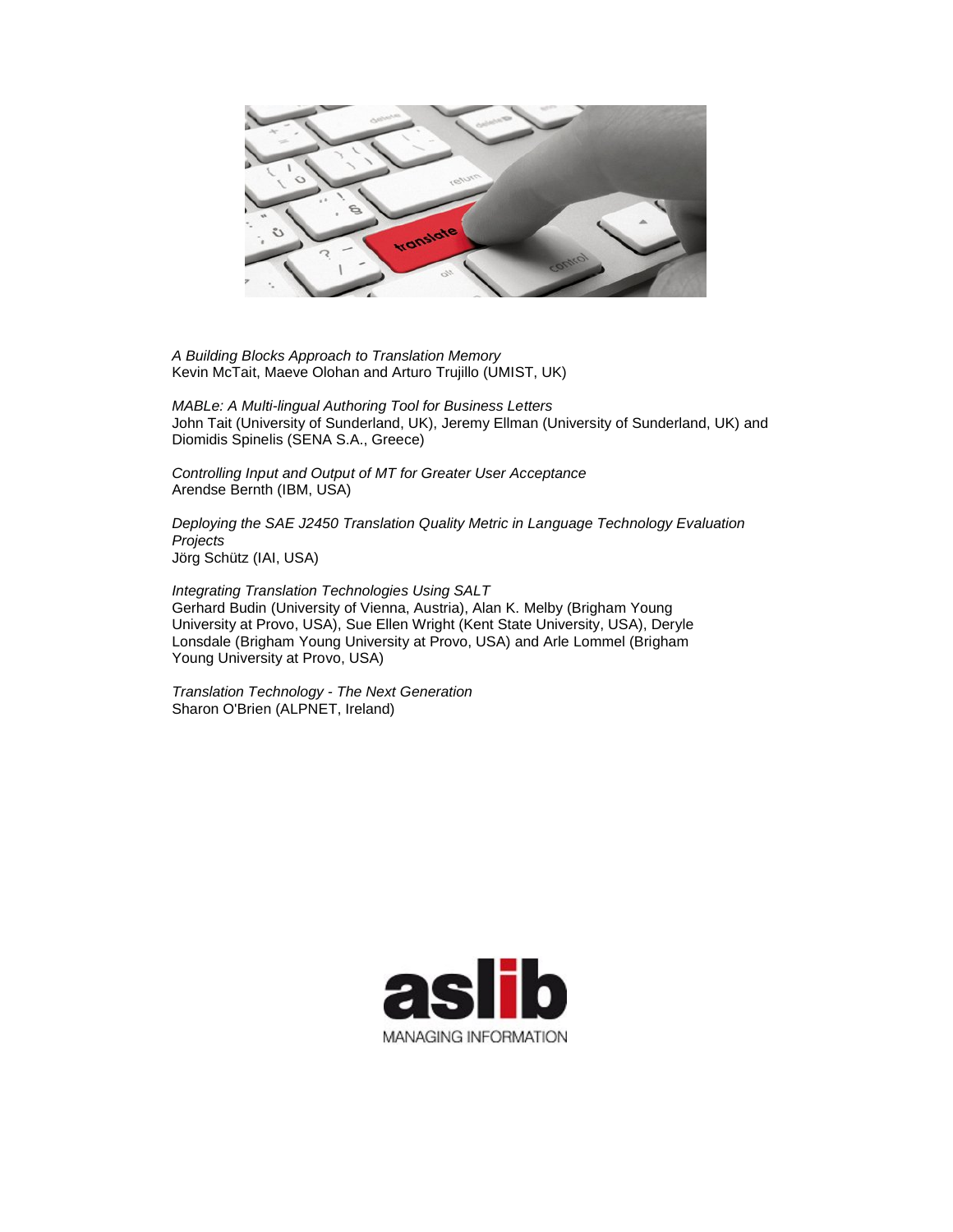*A Building Blocks Approach to Translation Memory*
Kevin McTait, Maeve Olohan and Arturo Trujillo (UMIST, UK)

*MABLe: A Multi-lingual Authoring Tool for Business Letters*
John Tait (University of Sunderland, UK), Jeremy Ellman (University of Sunderland, UK) and Diomidis Spinelis (SENA S.A., Greece)

*Controlling Input and Output of MT for Greater User Acceptance*
Arendse Bernth (IBM, USA)

*Deploying the SAE J2450 Translation Quality Metric in Language Technology Evaluation Projects*
Jörg Schütz (IAI, USA)

*Integrating Translation Technologies Using SALT*
Gerhard Budin (University of Vienna, Austria), Alan K. Melby (Brigham Young University at Provo, USA), Sue Ellen Wright (Kent State University, USA), Deryle Lonsdale (Brigham Young University at Provo, USA) and Arle Lommel (Brigham Young University at Provo, USA)

*Translation Technology - The Next Generation*
Sharon O'Brien (ALPNET, Ireland)

aslib
MANAGING INFORMATION